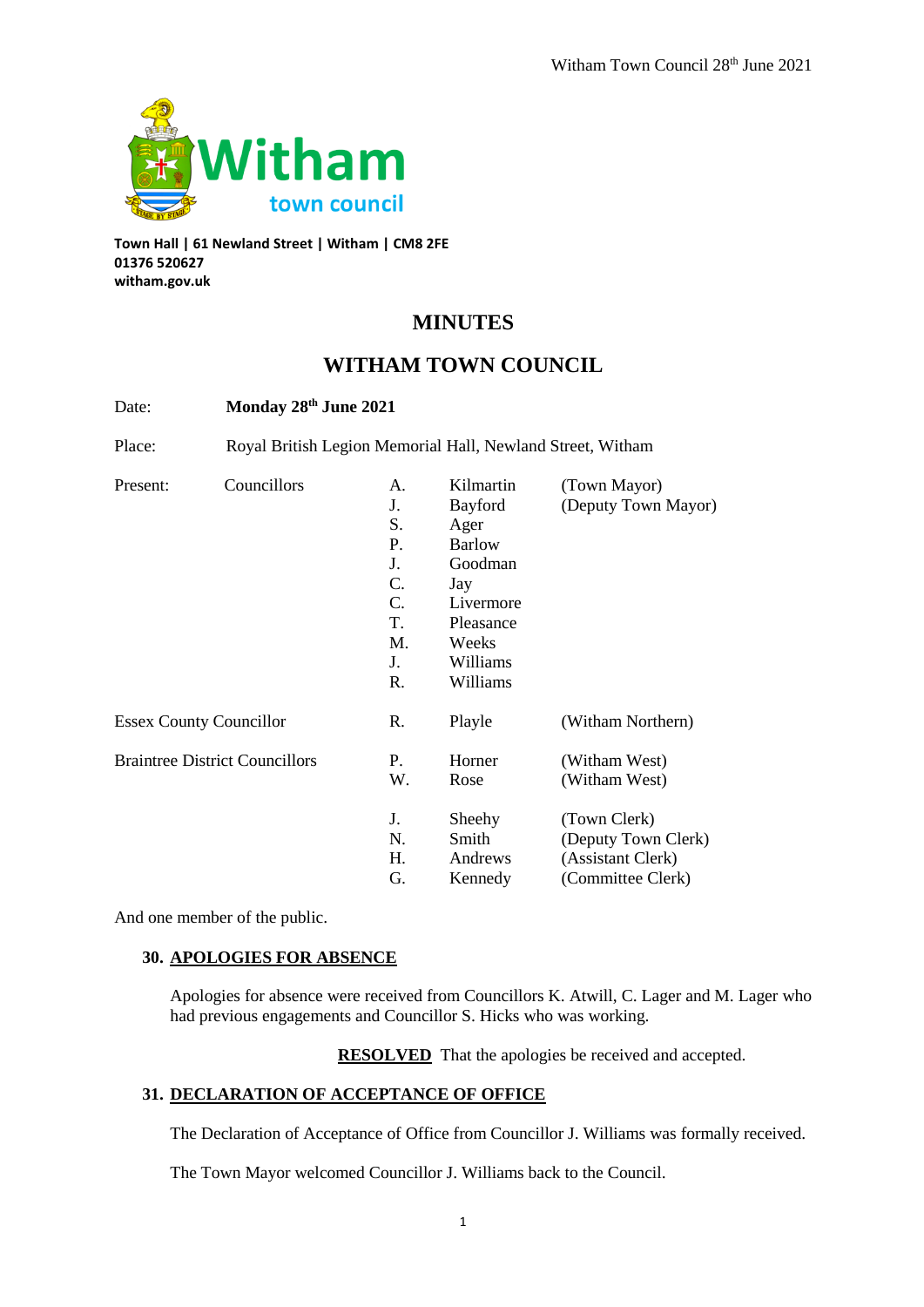Town Hall | 61 Newland Street | Witham | CM8 2FE
01376 520627
witham.gov.uk

# MINUTES

# WITHAM TOWN COUNCIL

Date: **Monday 28th June 2021**

Place: Royal British Legion Memorial Hall, Newland Street, Witham

| Present: | Councillors | A. | Kilmartin | (Town Mayor) |
|---|---|---|---|---|
| | | J. | Bayford | (Deputy Town Mayor) |
| | | S. | Ager | |
| | | P. | Barlow | |
| | | J. | Goodman | |
| | | C. | Jay | |
| | | C. | Livermore | |
| | | T. | Pleasance | |
| | | M. | Weeks | |
| | | J. | Williams | |
| | | R. | Williams | |
| Essex County Councillor | | R. | Playle | (Witham Northern) |
| Braintree District Councillors | | P. | Horner | (Witham West) |
| | | W. | Rose | (Witham West) |
| | | J. | Sheehy | (Town Clerk) |
| | | N. | Smith | (Deputy Town Clerk) |
| | | H. | Andrews | (Assistant Clerk) |
| | | G. | Kennedy | (Committee Clerk) |

And one member of the public.

**30. APOLOGIES FOR ABSENCE**

Apologies for absence were received from Councillors K. Atwill, C. Lager and M. Lager who had previous engagements and Councillor S. Hicks who was working.

**RESOLVED** That the apologies be received and accepted.

**31. DECLARATION OF ACCEPTANCE OF OFFICE**

The Declaration of Acceptance of Office from Councillor J. Williams was formally received.

The Town Mayor welcomed Councillor J. Williams back to the Council.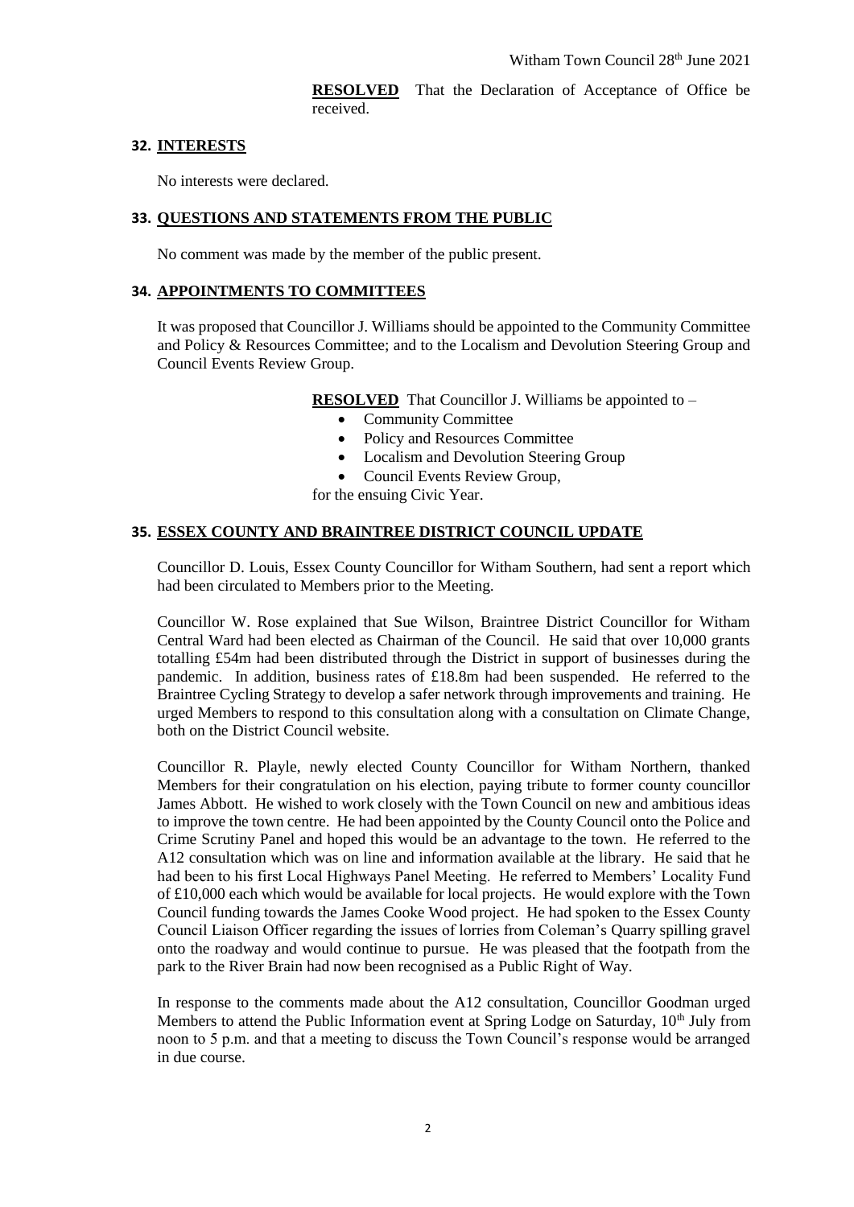**RESOLVED** That the Declaration of Acceptance of Office be received.

## 32. INTERESTS

No interests were declared.

## 33. QUESTIONS AND STATEMENTS FROM THE PUBLIC

No comment was made by the member of the public present.

## 34. APPOINTMENTS TO COMMITTEES

It was proposed that Councillor J. Williams should be appointed to the Community Committee and Policy & Resources Committee; and to the Localism and Devolution Steering Group and Council Events Review Group.

**RESOLVED** That Councillor J. Williams be appointed to –

- Community Committee
- Policy and Resources Committee
- Localism and Devolution Steering Group
- Council Events Review Group,

for the ensuing Civic Year.

## 35. ESSEX COUNTY AND BRAINTREE DISTRICT COUNCIL UPDATE

Councillor D. Louis, Essex County Councillor for Witham Southern, had sent a report which had been circulated to Members prior to the Meeting.

Councillor W. Rose explained that Sue Wilson, Braintree District Councillor for Witham Central Ward had been elected as Chairman of the Council. He said that over 10,000 grants totalling £54m had been distributed through the District in support of businesses during the pandemic. In addition, business rates of £18.8m had been suspended. He referred to the Braintree Cycling Strategy to develop a safer network through improvements and training. He urged Members to respond to this consultation along with a consultation on Climate Change, both on the District Council website.

Councillor R. Playle, newly elected County Councillor for Witham Northern, thanked Members for their congratulation on his election, paying tribute to former county councillor James Abbott. He wished to work closely with the Town Council on new and ambitious ideas to improve the town centre. He had been appointed by the County Council onto the Police and Crime Scrutiny Panel and hoped this would be an advantage to the town. He referred to the A12 consultation which was on line and information available at the library. He said that he had been to his first Local Highways Panel Meeting. He referred to Members' Locality Fund of £10,000 each which would be available for local projects. He would explore with the Town Council funding towards the James Cooke Wood project. He had spoken to the Essex County Council Liaison Officer regarding the issues of lorries from Coleman's Quarry spilling gravel onto the roadway and would continue to pursue. He was pleased that the footpath from the park to the River Brain had now been recognised as a Public Right of Way.

In response to the comments made about the A12 consultation, Councillor Goodman urged Members to attend the Public Information event at Spring Lodge on Saturday, 10th July from noon to 5 p.m. and that a meeting to discuss the Town Council's response would be arranged in due course.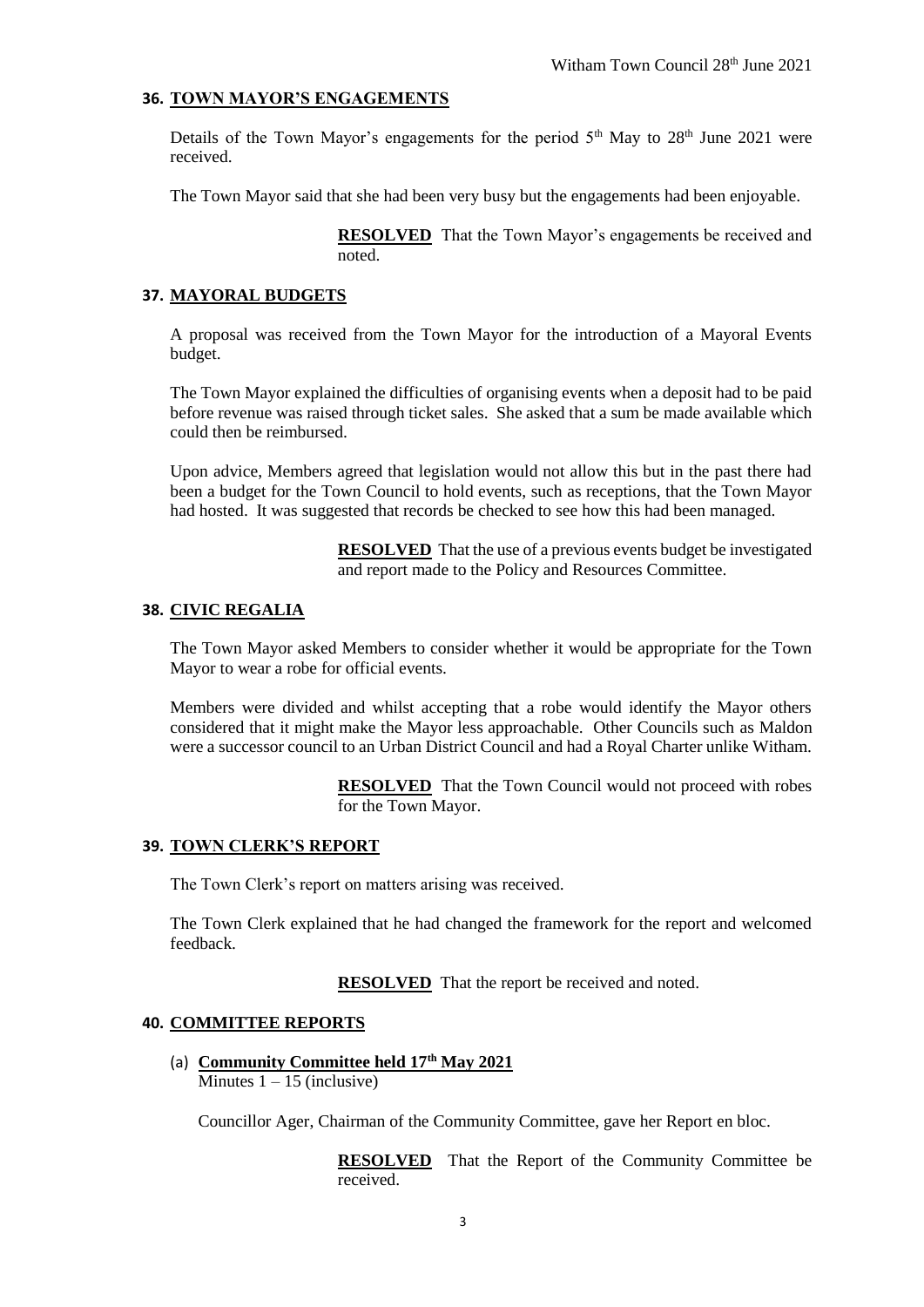## 36. TOWN MAYOR'S ENGAGEMENTS

Details of the Town Mayor's engagements for the period 5th May to 28th June 2021 were received.

The Town Mayor said that she had been very busy but the engagements had been enjoyable.

> **RESOLVED** That the Town Mayor's engagements be received and noted.

## 37. MAYORAL BUDGETS

A proposal was received from the Town Mayor for the introduction of a Mayoral Events budget.

The Town Mayor explained the difficulties of organising events when a deposit had to be paid before revenue was raised through ticket sales. She asked that a sum be made available which could then be reimbursed.

Upon advice, Members agreed that legislation would not allow this but in the past there had been a budget for the Town Council to hold events, such as receptions, that the Town Mayor had hosted. It was suggested that records be checked to see how this had been managed.

> **RESOLVED** That the use of a previous events budget be investigated and report made to the Policy and Resources Committee.

## 38. CIVIC REGALIA

The Town Mayor asked Members to consider whether it would be appropriate for the Town Mayor to wear a robe for official events.

Members were divided and whilst accepting that a robe would identify the Mayor others considered that it might make the Mayor less approachable. Other Councils such as Maldon were a successor council to an Urban District Council and had a Royal Charter unlike Witham.

> **RESOLVED** That the Town Council would not proceed with robes for the Town Mayor.

## 39. TOWN CLERK'S REPORT

The Town Clerk's report on matters arising was received.

The Town Clerk explained that he had changed the framework for the report and welcomed feedback.

> **RESOLVED** That the report be received and noted.

## 40. COMMITTEE REPORTS

(a) **Community Committee held 17th May 2021**
Minutes 1 – 15 (inclusive)

Councillor Ager, Chairman of the Community Committee, gave her Report en bloc.

> **RESOLVED** That the Report of the Community Committee be received.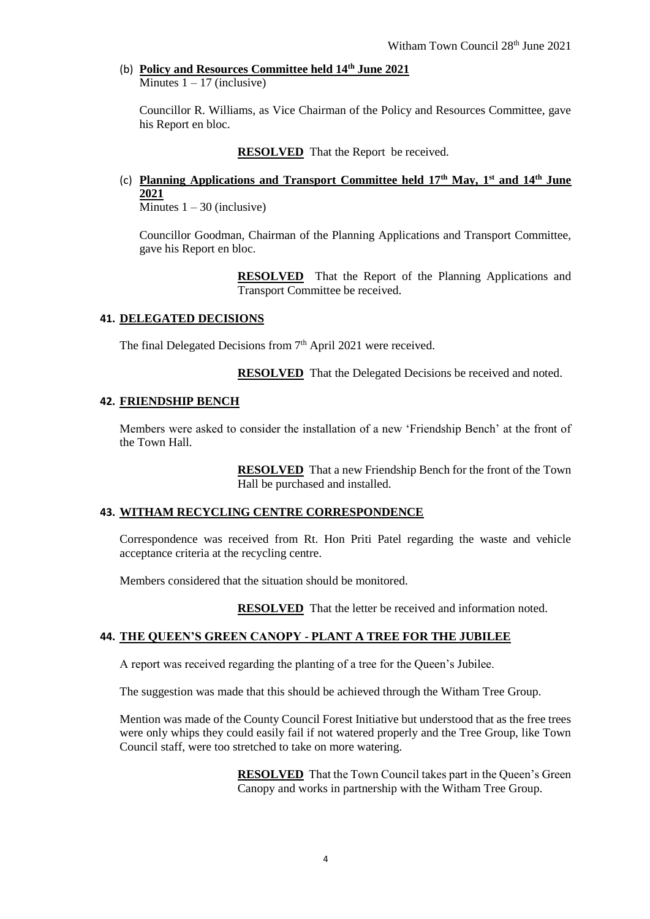(b) **Policy and Resources Committee held 14th June 2021**
Minutes 1 – 17 (inclusive)

Councillor R. Williams, as Vice Chairman of the Policy and Resources Committee, gave his Report en bloc.

**RESOLVED** That the Report be received.

(c) **Planning Applications and Transport Committee held 17th May, 1st and 14th June 2021**
Minutes 1 – 30 (inclusive)

Councillor Goodman, Chairman of the Planning Applications and Transport Committee, gave his Report en bloc.

**RESOLVED** That the Report of the Planning Applications and Transport Committee be received.

## 41. DELEGATED DECISIONS

The final Delegated Decisions from 7th April 2021 were received.

**RESOLVED** That the Delegated Decisions be received and noted.

## 42. FRIENDSHIP BENCH

Members were asked to consider the installation of a new 'Friendship Bench' at the front of the Town Hall.

**RESOLVED** That a new Friendship Bench for the front of the Town Hall be purchased and installed.

## 43. WITHAM RECYCLING CENTRE CORRESPONDENCE

Correspondence was received from Rt. Hon Priti Patel regarding the waste and vehicle acceptance criteria at the recycling centre.

Members considered that the situation should be monitored.

**RESOLVED** That the letter be received and information noted.

## 44. THE QUEEN'S GREEN CANOPY - PLANT A TREE FOR THE JUBILEE

A report was received regarding the planting of a tree for the Queen's Jubilee.

The suggestion was made that this should be achieved through the Witham Tree Group.

Mention was made of the County Council Forest Initiative but understood that as the free trees were only whips they could easily fail if not watered properly and the Tree Group, like Town Council staff, were too stretched to take on more watering.

**RESOLVED** That the Town Council takes part in the Queen's Green Canopy and works in partnership with the Witham Tree Group.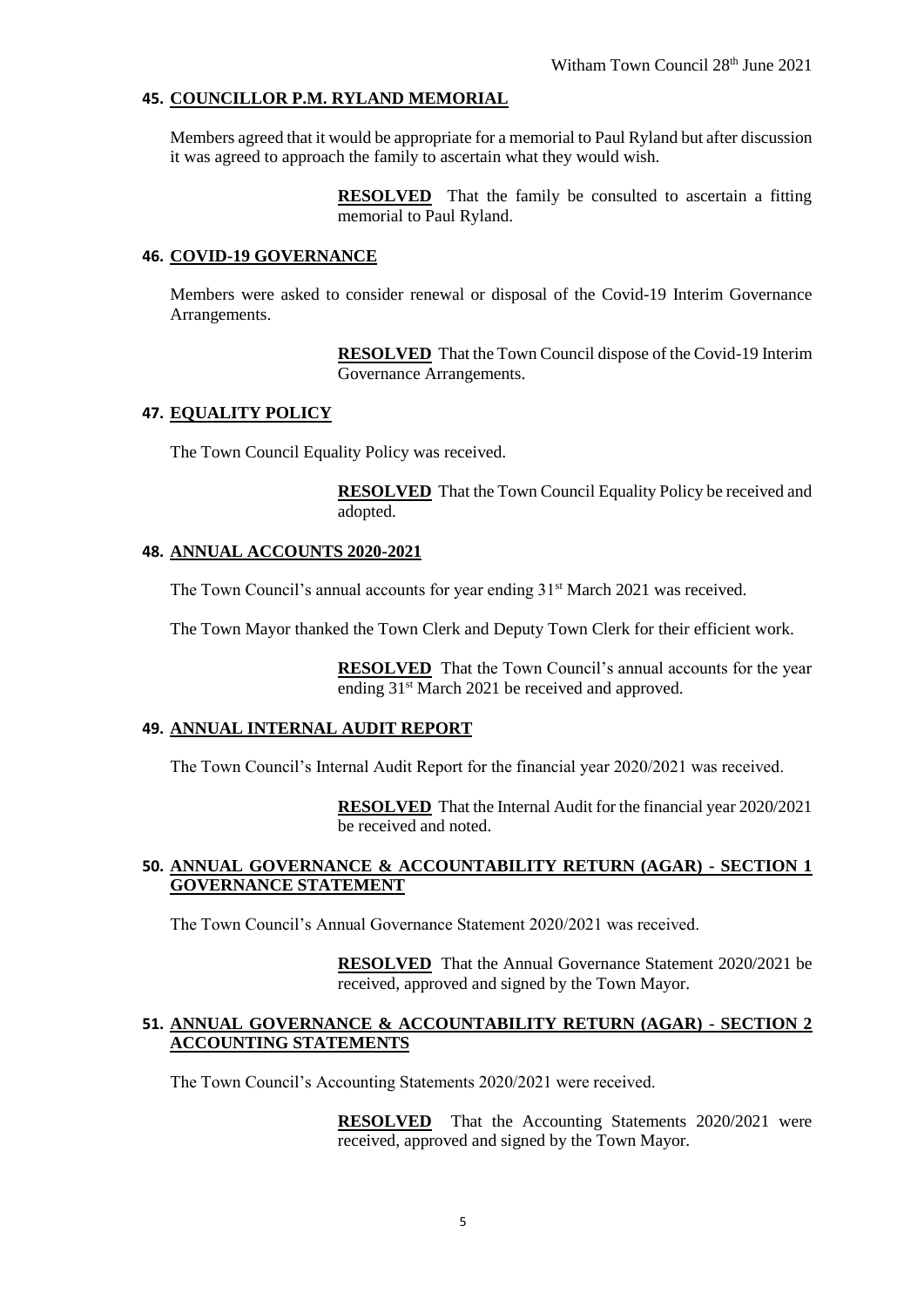## 45. COUNCILLOR P.M. RYLAND MEMORIAL

Members agreed that it would be appropriate for a memorial to Paul Ryland but after discussion it was agreed to approach the family to ascertain what they would wish.

> **RESOLVED** That the family be consulted to ascertain a fitting memorial to Paul Ryland.

## 46. COVID-19 GOVERNANCE

Members were asked to consider renewal or disposal of the Covid-19 Interim Governance Arrangements.

> **RESOLVED** That the Town Council dispose of the Covid-19 Interim Governance Arrangements.

## 47. EQUALITY POLICY

The Town Council Equality Policy was received.

> **RESOLVED** That the Town Council Equality Policy be received and adopted.

## 48. ANNUAL ACCOUNTS 2020-2021

The Town Council's annual accounts for year ending 31st March 2021 was received.

The Town Mayor thanked the Town Clerk and Deputy Town Clerk for their efficient work.

> **RESOLVED** That the Town Council's annual accounts for the year ending 31st March 2021 be received and approved.

## 49. ANNUAL INTERNAL AUDIT REPORT

The Town Council's Internal Audit Report for the financial year 2020/2021 was received.

> **RESOLVED** That the Internal Audit for the financial year 2020/2021 be received and noted.

## 50. ANNUAL GOVERNANCE & ACCOUNTABILITY RETURN (AGAR) - SECTION 1 GOVERNANCE STATEMENT

The Town Council's Annual Governance Statement 2020/2021 was received.

> **RESOLVED** That the Annual Governance Statement 2020/2021 be received, approved and signed by the Town Mayor.

## 51. ANNUAL GOVERNANCE & ACCOUNTABILITY RETURN (AGAR) - SECTION 2 ACCOUNTING STATEMENTS

The Town Council's Accounting Statements 2020/2021 were received.

> **RESOLVED** That the Accounting Statements 2020/2021 were received, approved and signed by the Town Mayor.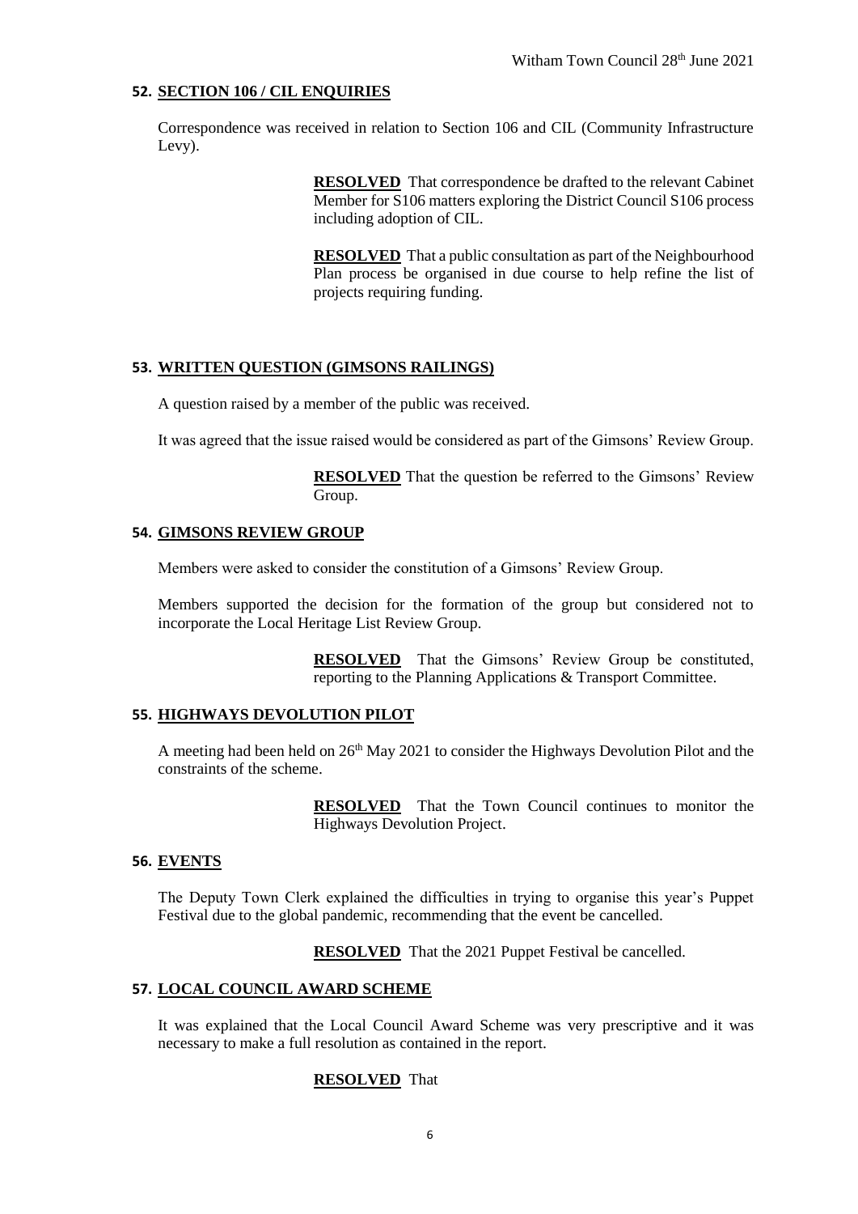## 52. SECTION 106 / CIL ENQUIRIES

Correspondence was received in relation to Section 106 and CIL (Community Infrastructure Levy).

> **RESOLVED** That correspondence be drafted to the relevant Cabinet Member for S106 matters exploring the District Council S106 process including adoption of CIL.
>
> **RESOLVED** That a public consultation as part of the Neighbourhood Plan process be organised in due course to help refine the list of projects requiring funding.

## 53. WRITTEN QUESTION (GIMSONS RAILINGS)

A question raised by a member of the public was received.

It was agreed that the issue raised would be considered as part of the Gimsons' Review Group.

> **RESOLVED** That the question be referred to the Gimsons' Review Group.

## 54. GIMSONS REVIEW GROUP

Members were asked to consider the constitution of a Gimsons' Review Group.

Members supported the decision for the formation of the group but considered not to incorporate the Local Heritage List Review Group.

> **RESOLVED** That the Gimsons' Review Group be constituted, reporting to the Planning Applications & Transport Committee.

## 55. HIGHWAYS DEVOLUTION PILOT

A meeting had been held on 26th May 2021 to consider the Highways Devolution Pilot and the constraints of the scheme.

> **RESOLVED** That the Town Council continues to monitor the Highways Devolution Project.

## 56. EVENTS

The Deputy Town Clerk explained the difficulties in trying to organise this year's Puppet Festival due to the global pandemic, recommending that the event be cancelled.

> **RESOLVED** That the 2021 Puppet Festival be cancelled.

## 57. LOCAL COUNCIL AWARD SCHEME

It was explained that the Local Council Award Scheme was very prescriptive and it was necessary to make a full resolution as contained in the report.

> **RESOLVED** That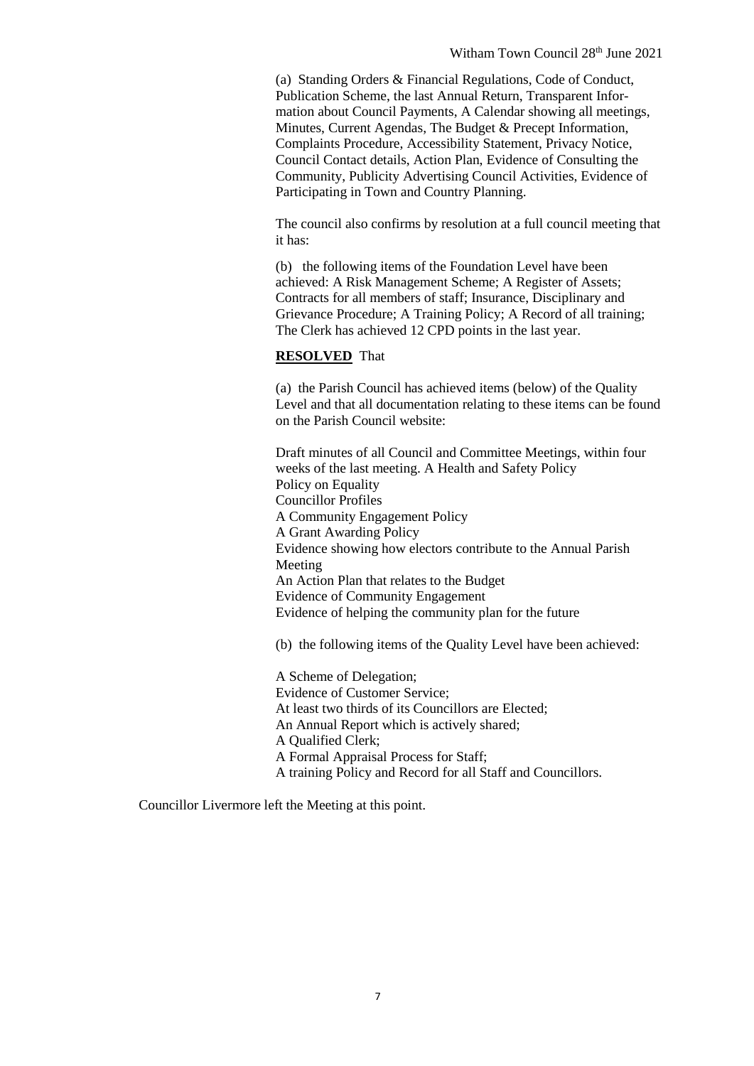(a) Standing Orders & Financial Regulations, Code of Conduct, Publication Scheme, the last Annual Return, Transparent Information about Council Payments, A Calendar showing all meetings, Minutes, Current Agendas, The Budget & Precept Information, Complaints Procedure, Accessibility Statement, Privacy Notice, Council Contact details, Action Plan, Evidence of Consulting the Community, Publicity Advertising Council Activities, Evidence of Participating in Town and Country Planning.

The council also confirms by resolution at a full council meeting that it has:

(b) the following items of the Foundation Level have been achieved: A Risk Management Scheme; A Register of Assets; Contracts for all members of staff; Insurance, Disciplinary and Grievance Procedure; A Training Policy; A Record of all training; The Clerk has achieved 12 CPD points in the last year.

**RESOLVED** That

(a) the Parish Council has achieved items (below) of the Quality Level and that all documentation relating to these items can be found on the Parish Council website:

Draft minutes of all Council and Committee Meetings, within four weeks of the last meeting. A Health and Safety Policy
Policy on Equality
Councillor Profiles
A Community Engagement Policy
A Grant Awarding Policy
Evidence showing how electors contribute to the Annual Parish Meeting
An Action Plan that relates to the Budget
Evidence of Community Engagement
Evidence of helping the community plan for the future

(b) the following items of the Quality Level have been achieved:

A Scheme of Delegation;
Evidence of Customer Service;
At least two thirds of its Councillors are Elected;
An Annual Report which is actively shared;
A Qualified Clerk;
A Formal Appraisal Process for Staff;
A training Policy and Record for all Staff and Councillors.

Councillor Livermore left the Meeting at this point.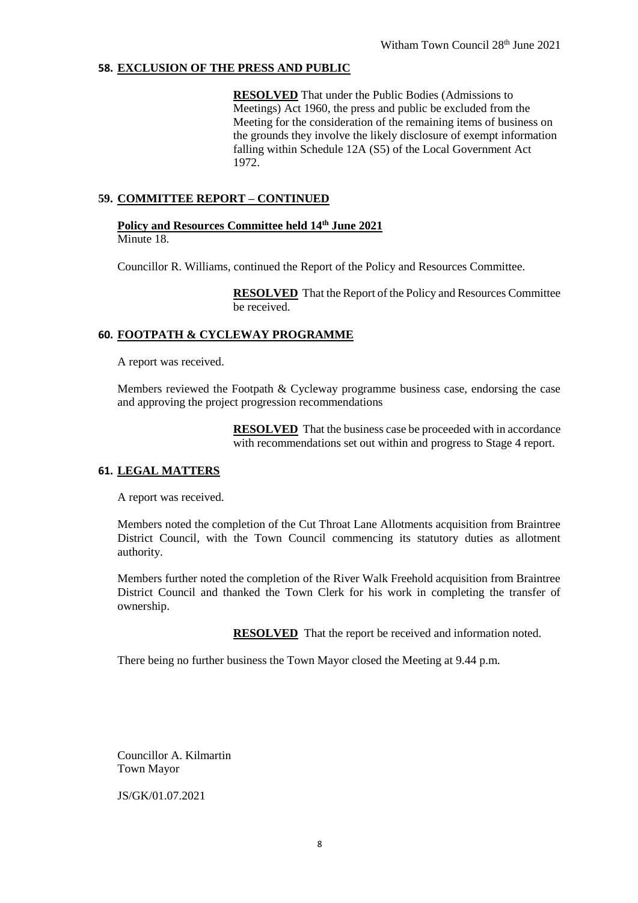## 58. EXCLUSION OF THE PRESS AND PUBLIC

**RESOLVED** That under the Public Bodies (Admissions to Meetings) Act 1960, the press and public be excluded from the Meeting for the consideration of the remaining items of business on the grounds they involve the likely disclosure of exempt information falling within Schedule 12A (S5) of the Local Government Act 1972.

## 59. COMMITTEE REPORT – CONTINUED

**Policy and Resources Committee held 14th June 2021**
Minute 18.

Councillor R. Williams, continued the Report of the Policy and Resources Committee.

**RESOLVED** That the Report of the Policy and Resources Committee be received.

## 60. FOOTPATH & CYCLEWAY PROGRAMME

A report was received.

Members reviewed the Footpath & Cycleway programme business case, endorsing the case and approving the project progression recommendations

**RESOLVED** That the business case be proceeded with in accordance with recommendations set out within and progress to Stage 4 report.

## 61. LEGAL MATTERS

A report was received.

Members noted the completion of the Cut Throat Lane Allotments acquisition from Braintree District Council, with the Town Council commencing its statutory duties as allotment authority.

Members further noted the completion of the River Walk Freehold acquisition from Braintree District Council and thanked the Town Clerk for his work in completing the transfer of ownership.

**RESOLVED** That the report be received and information noted.

There being no further business the Town Mayor closed the Meeting at 9.44 p.m.

Councillor A. Kilmartin
Town Mayor

JS/GK/01.07.2021